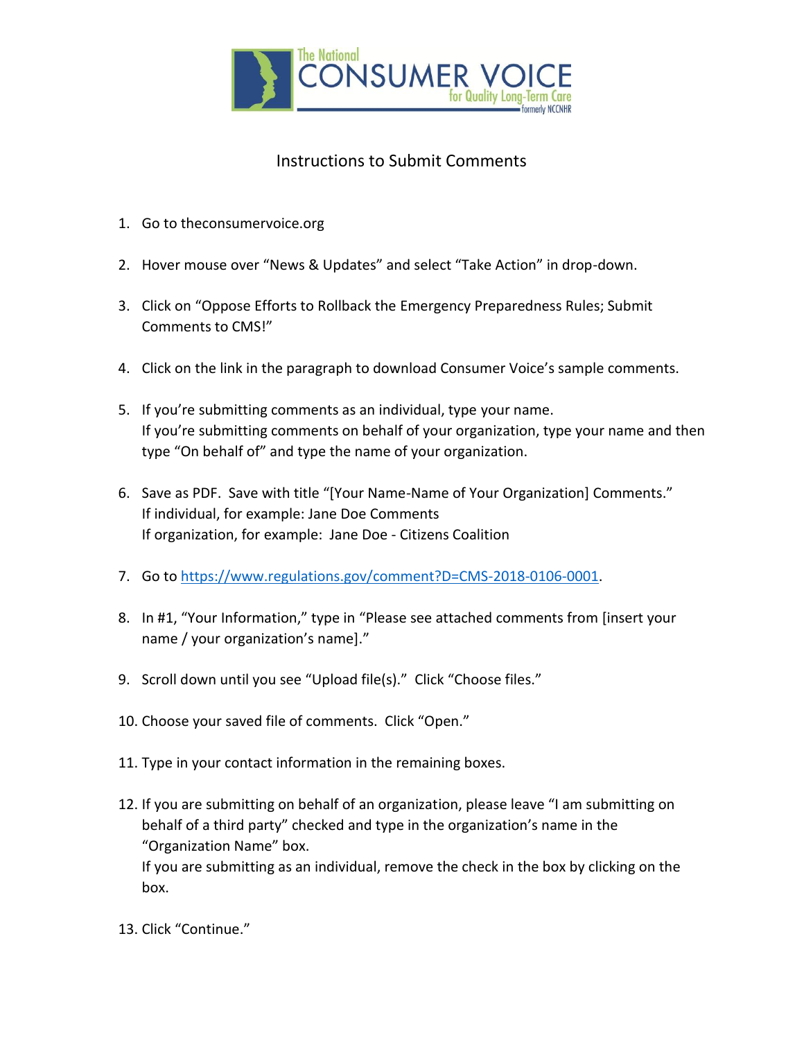The National CONSUMER VOICE for Quality Long-Term Care formerly NCCNHR

# Instructions to Submit Comments

1. Go to theconsumervoice.org

2. Hover mouse over "News & Updates" and select "Take Action" in drop-down.

3. Click on "Oppose Efforts to Rollback the Emergency Preparedness Rules; Submit Comments to CMS!"

4. Click on the link in the paragraph to download Consumer Voice's sample comments.

5. If you're submitting comments as an individual, type your name.
   If you're submitting comments on behalf of your organization, type your name and then type "On behalf of" and type the name of your organization.

6. Save as PDF. Save with title "[Your Name-Name of Your Organization] Comments."
   If individual, for example: Jane Doe Comments
   If organization, for example: Jane Doe - Citizens Coalition

7. Go to https://www.regulations.gov/comment?D=CMS-2018-0106-0001.

8. In #1, "Your Information," type in "Please see attached comments from [insert your name / your organization's name]."

9. Scroll down until you see "Upload file(s)." Click "Choose files."

10. Choose your saved file of comments. Click "Open."

11. Type in your contact information in the remaining boxes.

12. If you are submitting on behalf of an organization, please leave "I am submitting on behalf of a third party" checked and type in the organization's name in the "Organization Name" box.
    If you are submitting as an individual, remove the check in the box by clicking on the box.

13. Click "Continue."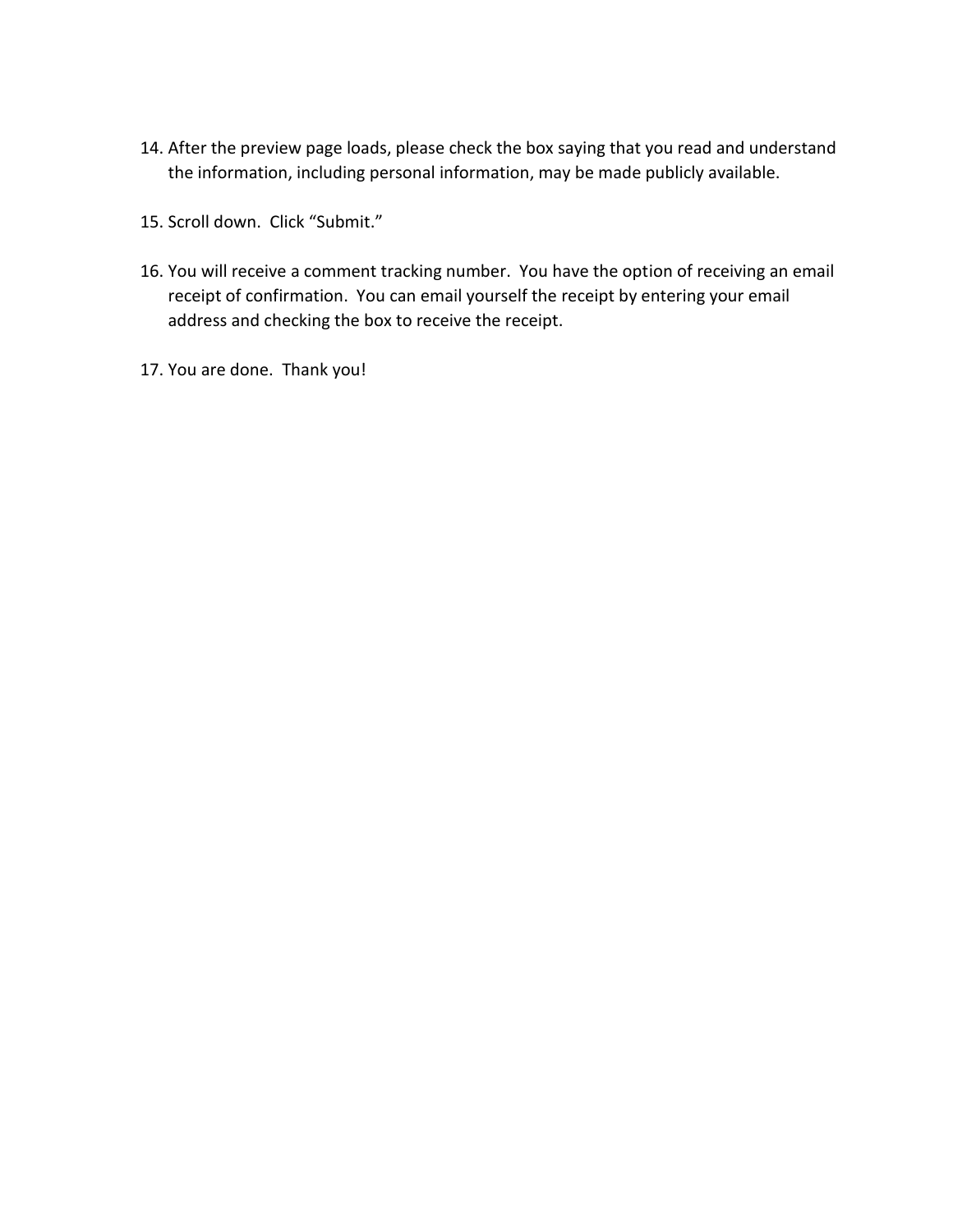14. After the preview page loads, please check the box saying that you read and understand the information, including personal information, may be made publicly available.

15. Scroll down. Click “Submit.”

16. You will receive a comment tracking number. You have the option of receiving an email receipt of confirmation. You can email yourself the receipt by entering your email address and checking the box to receive the receipt.

17. You are done. Thank you!